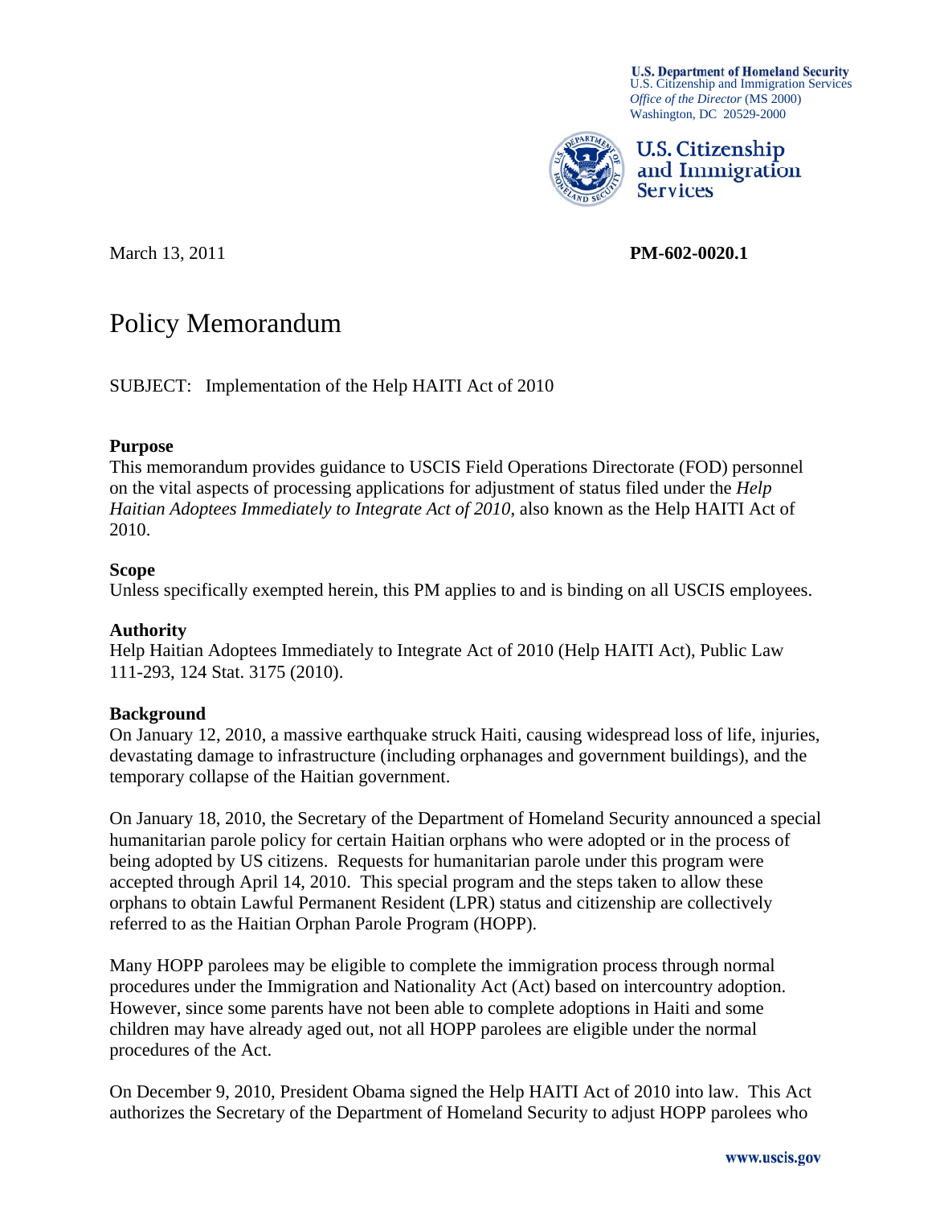U.S. Department of Homeland Security
U.S. Citizenship and Immigration Services
*Office of the Director* (MS 2000)
Washington, DC 20529-2000

U.S. Citizenship and Immigration Services

March 13, 2011

**PM-602-0020.1**

# Policy Memorandum

SUBJECT: Implementation of the Help HAITI Act of 2010

**Purpose**
This memorandum provides guidance to USCIS Field Operations Directorate (FOD) personnel on the vital aspects of processing applications for adjustment of status filed under the *Help Haitian Adoptees Immediately to Integrate Act of 2010*, also known as the Help HAITI Act of 2010.

**Scope**
Unless specifically exempted herein, this PM applies to and is binding on all USCIS employees.

**Authority**
Help Haitian Adoptees Immediately to Integrate Act of 2010 (Help HAITI Act), Public Law 111-293, 124 Stat. 3175 (2010).

**Background**
On January 12, 2010, a massive earthquake struck Haiti, causing widespread loss of life, injuries, devastating damage to infrastructure (including orphanages and government buildings), and the temporary collapse of the Haitian government.

On January 18, 2010, the Secretary of the Department of Homeland Security announced a special humanitarian parole policy for certain Haitian orphans who were adopted or in the process of being adopted by US citizens. Requests for humanitarian parole under this program were accepted through April 14, 2010. This special program and the steps taken to allow these orphans to obtain Lawful Permanent Resident (LPR) status and citizenship are collectively referred to as the Haitian Orphan Parole Program (HOPP).

Many HOPP parolees may be eligible to complete the immigration process through normal procedures under the Immigration and Nationality Act (Act) based on intercountry adoption. However, since some parents have not been able to complete adoptions in Haiti and some children may have already aged out, not all HOPP parolees are eligible under the normal procedures of the Act.

On December 9, 2010, President Obama signed the Help HAITI Act of 2010 into law. This Act authorizes the Secretary of the Department of Homeland Security to adjust HOPP parolees who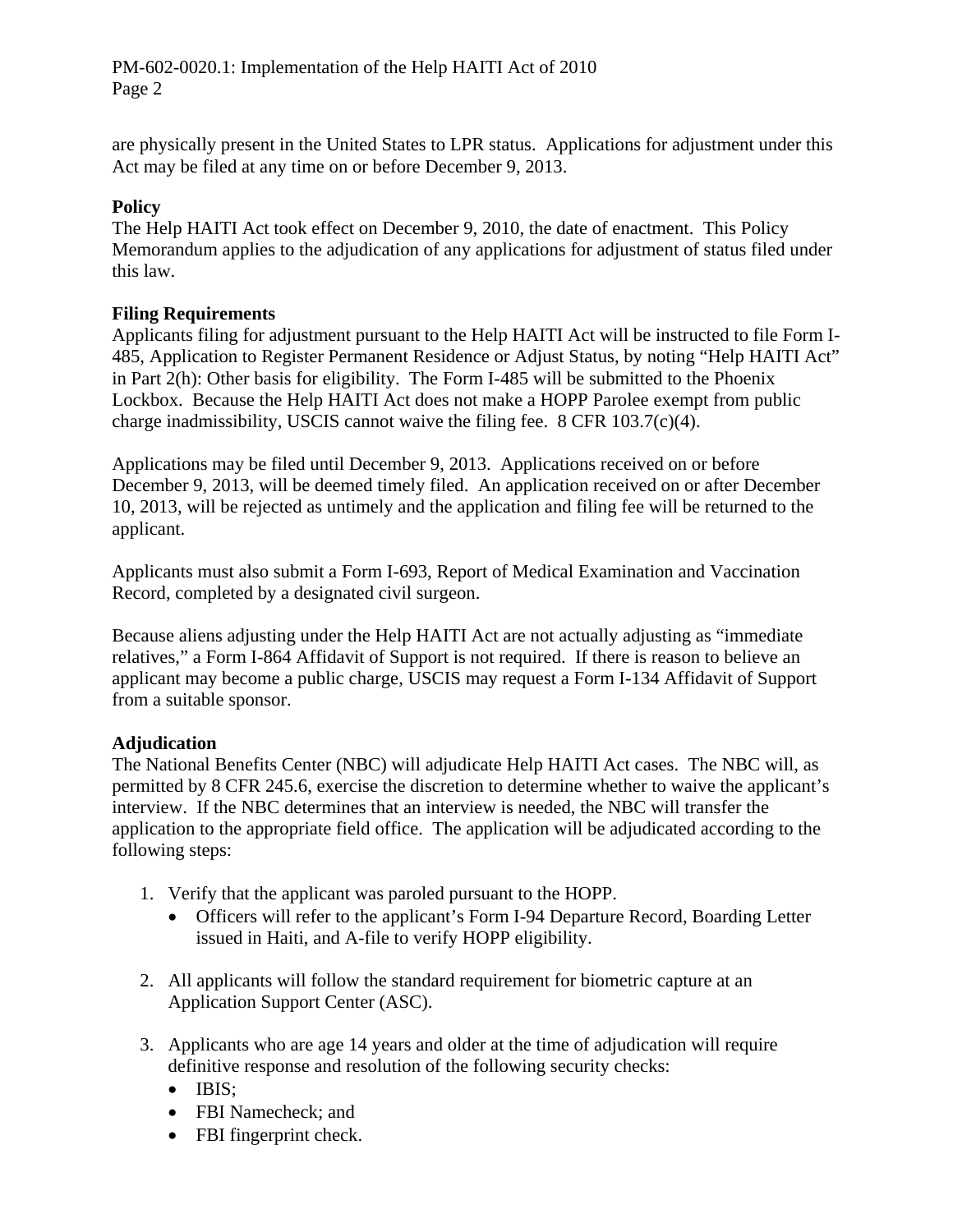are physically present in the United States to LPR status. Applications for adjustment under this Act may be filed at any time on or before December 9, 2013.

**Policy**
The Help HAITI Act took effect on December 9, 2010, the date of enactment. This Policy Memorandum applies to the adjudication of any applications for adjustment of status filed under this law.

**Filing Requirements**
Applicants filing for adjustment pursuant to the Help HAITI Act will be instructed to file Form I-485, Application to Register Permanent Residence or Adjust Status, by noting "Help HAITI Act" in Part 2(h): Other basis for eligibility. The Form I-485 will be submitted to the Phoenix Lockbox. Because the Help HAITI Act does not make a HOPP Parolee exempt from public charge inadmissibility, USCIS cannot waive the filing fee. 8 CFR 103.7(c)(4).

Applications may be filed until December 9, 2013. Applications received on or before December 9, 2013, will be deemed timely filed. An application received on or after December 10, 2013, will be rejected as untimely and the application and filing fee will be returned to the applicant.

Applicants must also submit a Form I-693, Report of Medical Examination and Vaccination Record, completed by a designated civil surgeon.

Because aliens adjusting under the Help HAITI Act are not actually adjusting as "immediate relatives," a Form I-864 Affidavit of Support is not required. If there is reason to believe an applicant may become a public charge, USCIS may request a Form I-134 Affidavit of Support from a suitable sponsor.

**Adjudication**
The National Benefits Center (NBC) will adjudicate Help HAITI Act cases. The NBC will, as permitted by 8 CFR 245.6, exercise the discretion to determine whether to waive the applicant's interview. If the NBC determines that an interview is needed, the NBC will transfer the application to the appropriate field office. The application will be adjudicated according to the following steps:

1. Verify that the applicant was paroled pursuant to the HOPP.
   - Officers will refer to the applicant's Form I-94 Departure Record, Boarding Letter issued in Haiti, and A-file to verify HOPP eligibility.

2. All applicants will follow the standard requirement for biometric capture at an Application Support Center (ASC).

3. Applicants who are age 14 years and older at the time of adjudication will require definitive response and resolution of the following security checks:
   - IBIS;
   - FBI Namecheck; and
   - FBI fingerprint check.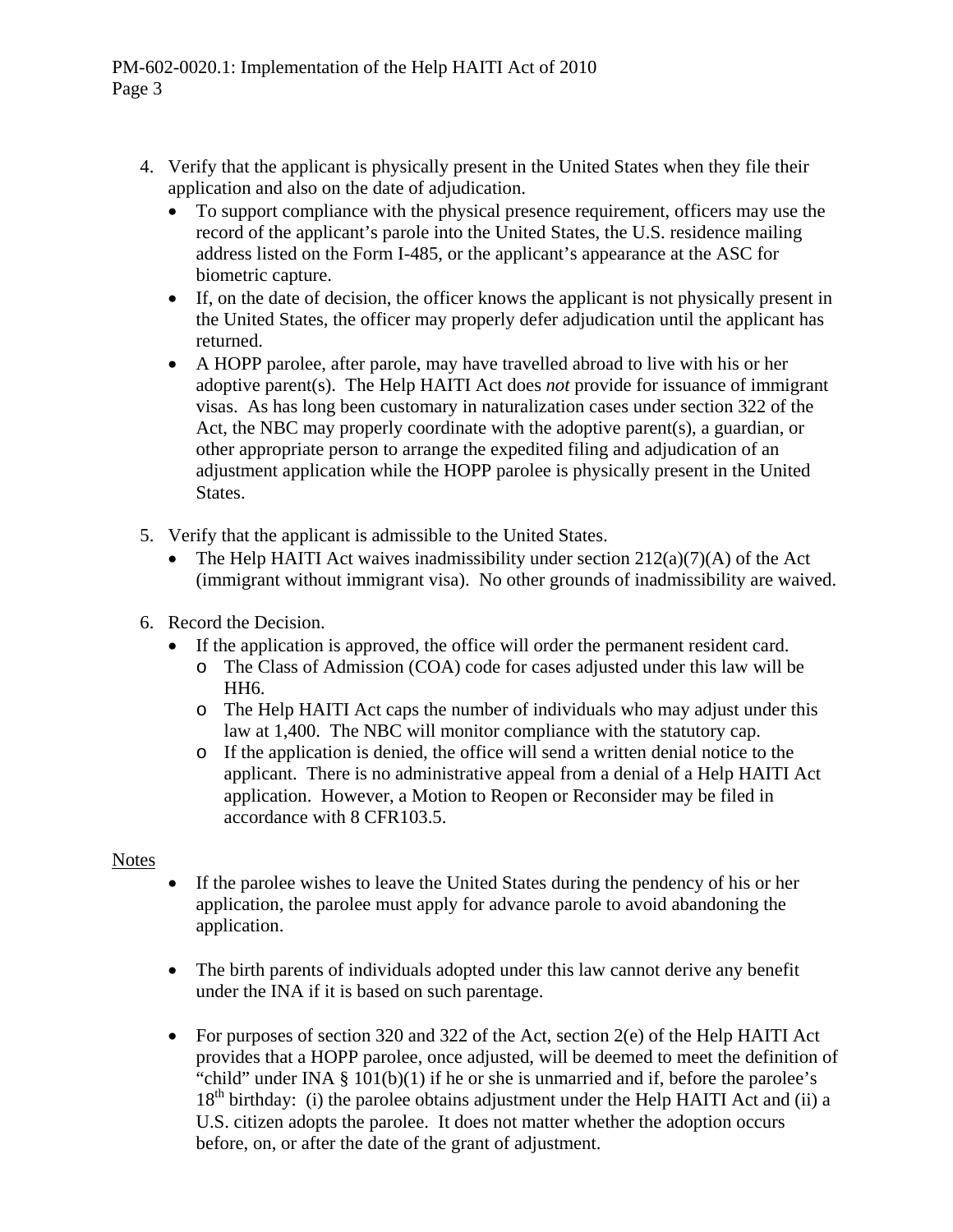4. Verify that the applicant is physically present in the United States when they file their application and also on the date of adjudication.
   - To support compliance with the physical presence requirement, officers may use the record of the applicant's parole into the United States, the U.S. residence mailing address listed on the Form I-485, or the applicant's appearance at the ASC for biometric capture.
   - If, on the date of decision, the officer knows the applicant is not physically present in the United States, the officer may properly defer adjudication until the applicant has returned.
   - A HOPP parolee, after parole, may have travelled abroad to live with his or her adoptive parent(s). The Help HAITI Act does *not* provide for issuance of immigrant visas. As has long been customary in naturalization cases under section 322 of the Act, the NBC may properly coordinate with the adoptive parent(s), a guardian, or other appropriate person to arrange the expedited filing and adjudication of an adjustment application while the HOPP parolee is physically present in the United States.

5. Verify that the applicant is admissible to the United States.
   - The Help HAITI Act waives inadmissibility under section 212(a)(7)(A) of the Act (immigrant without immigrant visa). No other grounds of inadmissibility are waived.

6. Record the Decision.
   - If the application is approved, the office will order the permanent resident card.
     - The Class of Admission (COA) code for cases adjusted under this law will be HH6.
     - The Help HAITI Act caps the number of individuals who may adjust under this law at 1,400. The NBC will monitor compliance with the statutory cap.
     - If the application is denied, the office will send a written denial notice to the applicant. There is no administrative appeal from a denial of a Help HAITI Act application. However, a Motion to Reopen or Reconsider may be filed in accordance with 8 CFR103.5.

<u>Notes</u>

- If the parolee wishes to leave the United States during the pendency of his or her application, the parolee must apply for advance parole to avoid abandoning the application.

- The birth parents of individuals adopted under this law cannot derive any benefit under the INA if it is based on such parentage.

- For purposes of section 320 and 322 of the Act, section 2(e) of the Help HAITI Act provides that a HOPP parolee, once adjusted, will be deemed to meet the definition of "child" under INA § 101(b)(1) if he or she is unmarried and if, before the parolee's 18th birthday: (i) the parolee obtains adjustment under the Help HAITI Act and (ii) a U.S. citizen adopts the parolee. It does not matter whether the adoption occurs before, on, or after the date of the grant of adjustment.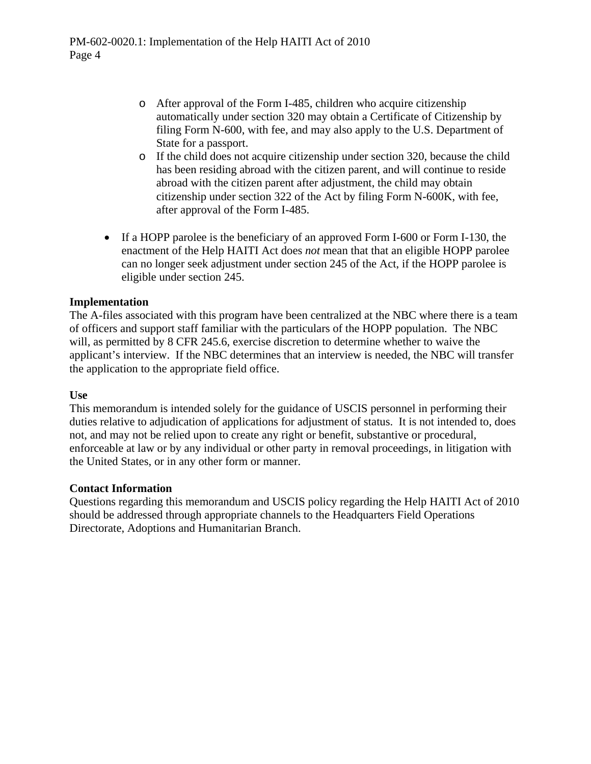- After approval of the Form I-485, children who acquire citizenship automatically under section 320 may obtain a Certificate of Citizenship by filing Form N-600, with fee, and may also apply to the U.S. Department of State for a passport.
  - If the child does not acquire citizenship under section 320, because the child has been residing abroad with the citizen parent, and will continue to reside abroad with the citizen parent after adjustment, the child may obtain citizenship under section 322 of the Act by filing Form N-600K, with fee, after approval of the Form I-485.

- If a HOPP parolee is the beneficiary of an approved Form I-600 or Form I-130, the enactment of the Help HAITI Act does *not* mean that that an eligible HOPP parolee can no longer seek adjustment under section 245 of the Act, if the HOPP parolee is eligible under section 245.

**Implementation**

The A-files associated with this program have been centralized at the NBC where there is a team of officers and support staff familiar with the particulars of the HOPP population. The NBC will, as permitted by 8 CFR 245.6, exercise discretion to determine whether to waive the applicant's interview. If the NBC determines that an interview is needed, the NBC will transfer the application to the appropriate field office.

**Use**

This memorandum is intended solely for the guidance of USCIS personnel in performing their duties relative to adjudication of applications for adjustment of status. It is not intended to, does not, and may not be relied upon to create any right or benefit, substantive or procedural, enforceable at law or by any individual or other party in removal proceedings, in litigation with the United States, or in any other form or manner.

**Contact Information**

Questions regarding this memorandum and USCIS policy regarding the Help HAITI Act of 2010 should be addressed through appropriate channels to the Headquarters Field Operations Directorate, Adoptions and Humanitarian Branch.